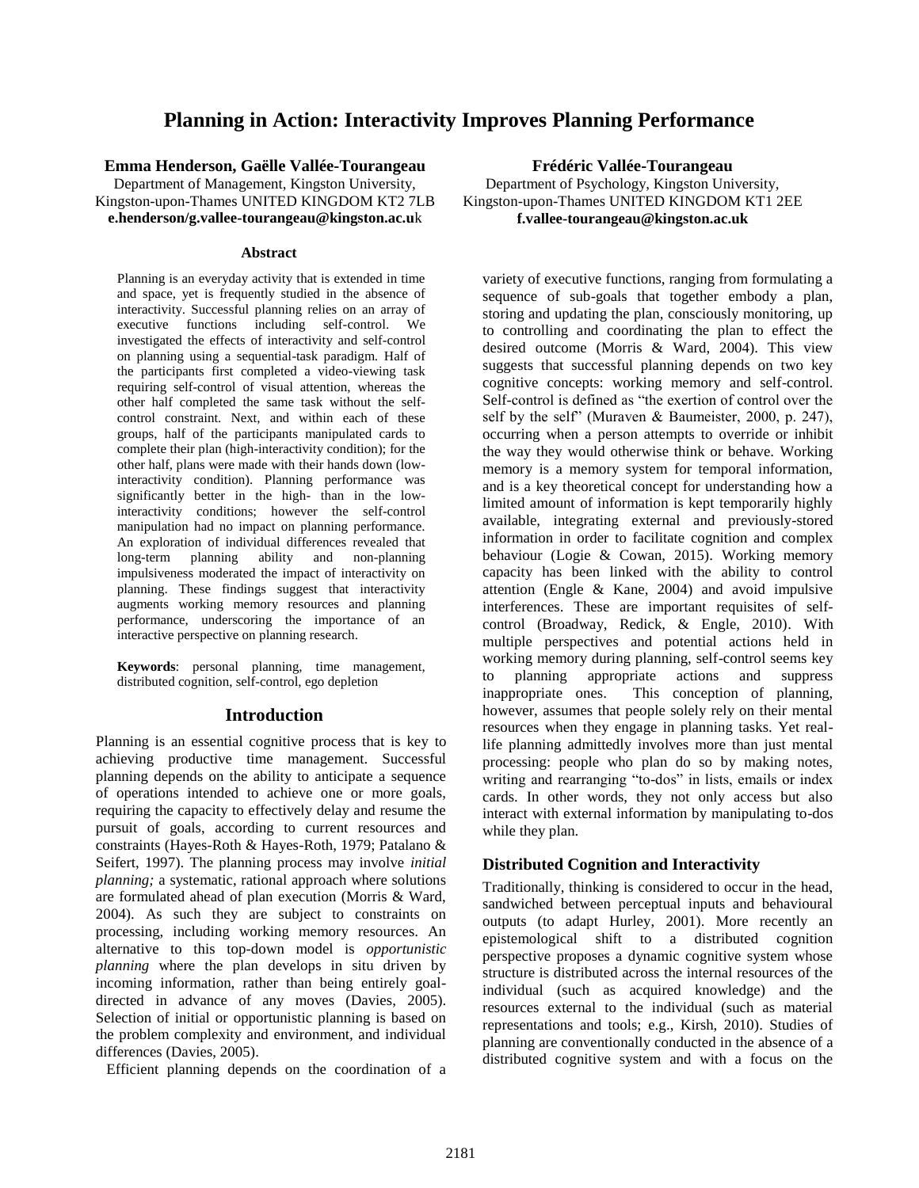# Planning in Action: Interactivity Improves Planning Performance

**Emma Henderson, Gaëlle Vallée-Tourangeau**
Department of Management, Kingston University,
Kingston-upon-Thames UNITED KINGDOM KT2 7LB
**e.henderson/g.vallee-tourangeau@kingston.ac.u**k

**Frédéric Vallée-Tourangeau**
Department of Psychology, Kingston University,
Kingston-upon-Thames UNITED KINGDOM KT1 2EE
**f.vallee-tourangeau@kingston.ac.uk**

### Abstract

Planning is an everyday activity that is extended in time and space, yet is frequently studied in the absence of interactivity. Successful planning relies on an array of executive functions including self-control. We investigated the effects of interactivity and self-control on planning using a sequential-task paradigm. Half of the participants first completed a video-viewing task requiring self-control of visual attention, whereas the other half completed the same task without the self-control constraint. Next, and within each of these groups, half of the participants manipulated cards to complete their plan (high-interactivity condition); for the other half, plans were made with their hands down (low-interactivity condition). Planning performance was significantly better in the high- than in the low-interactivity conditions; however the self-control manipulation had no impact on planning performance. An exploration of individual differences revealed that long-term planning ability and non-planning impulsiveness moderated the impact of interactivity on planning. These findings suggest that interactivity augments working memory resources and planning performance, underscoring the importance of an interactive perspective on planning research.

**Keywords**: personal planning, time management, distributed cognition, self-control, ego depletion

## Introduction

Planning is an essential cognitive process that is key to achieving productive time management. Successful planning depends on the ability to anticipate a sequence of operations intended to achieve one or more goals, requiring the capacity to effectively delay and resume the pursuit of goals, according to current resources and constraints (Hayes-Roth & Hayes-Roth, 1979; Patalano & Seifert, 1997). The planning process may involve *initial planning;* a systematic, rational approach where solutions are formulated ahead of plan execution (Morris & Ward, 2004). As such they are subject to constraints on processing, including working memory resources. An alternative to this top-down model is *opportunistic planning* where the plan develops in situ driven by incoming information, rather than being entirely goal-directed in advance of any moves (Davies, 2005). Selection of initial or opportunistic planning is based on the problem complexity and environment, and individual differences (Davies, 2005).

Efficient planning depends on the coordination of a variety of executive functions, ranging from formulating a sequence of sub-goals that together embody a plan, storing and updating the plan, consciously monitoring, up to controlling and coordinating the plan to effect the desired outcome (Morris & Ward, 2004). This view suggests that successful planning depends on two key cognitive concepts: working memory and self-control. Self-control is defined as "the exertion of control over the self by the self" (Muraven & Baumeister, 2000, p. 247), occurring when a person attempts to override or inhibit the way they would otherwise think or behave. Working memory is a memory system for temporal information, and is a key theoretical concept for understanding how a limited amount of information is kept temporarily highly available, integrating external and previously-stored information in order to facilitate cognition and complex behaviour (Logie & Cowan, 2015). Working memory capacity has been linked with the ability to control attention (Engle & Kane, 2004) and avoid impulsive interferences. These are important requisites of self-control (Broadway, Redick, & Engle, 2010). With multiple perspectives and potential actions held in working memory during planning, self-control seems key to planning appropriate actions and suppress inappropriate ones. This conception of planning, however, assumes that people solely rely on their mental resources when they engage in planning tasks. Yet real-life planning admittedly involves more than just mental processing: people who plan do so by making notes, writing and rearranging "to-dos" in lists, emails or index cards. In other words, they not only access but also interact with external information by manipulating to-dos while they plan.

### Distributed Cognition and Interactivity

Traditionally, thinking is considered to occur in the head, sandwiched between perceptual inputs and behavioural outputs (to adapt Hurley, 2001). More recently an epistemological shift to a distributed cognition perspective proposes a dynamic cognitive system whose structure is distributed across the internal resources of the individual (such as acquired knowledge) and the resources external to the individual (such as material representations and tools; e.g., Kirsh, 2010). Studies of planning are conventionally conducted in the absence of a distributed cognitive system and with a focus on the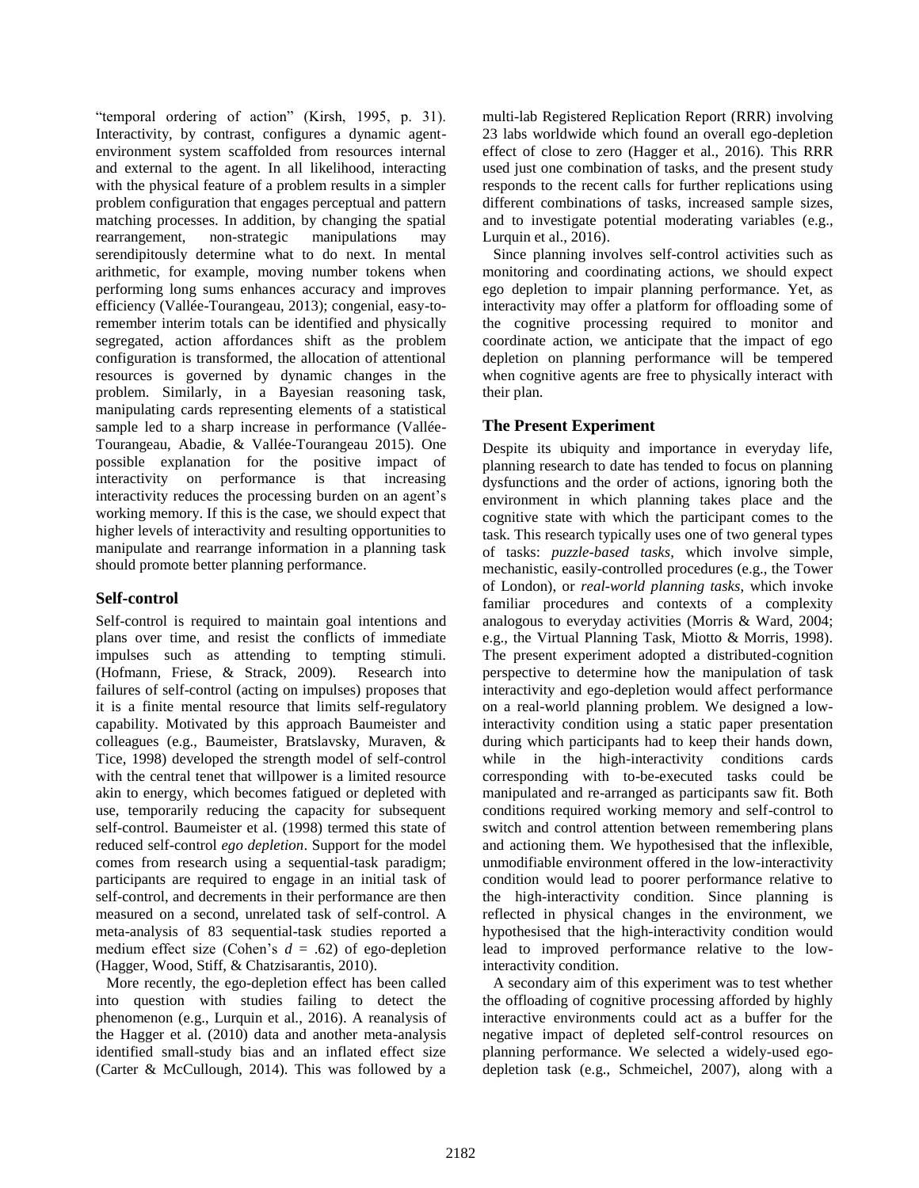"temporal ordering of action" (Kirsh, 1995, p. 31). Interactivity, by contrast, configures a dynamic agent-environment system scaffolded from resources internal and external to the agent. In all likelihood, interacting with the physical feature of a problem results in a simpler problem configuration that engages perceptual and pattern matching processes. In addition, by changing the spatial rearrangement, non-strategic manipulations may serendipitously determine what to do next. In mental arithmetic, for example, moving number tokens when performing long sums enhances accuracy and improves efficiency (Vallée-Tourangeau, 2013); congenial, easy-to-remember interim totals can be identified and physically segregated, action affordances shift as the problem configuration is transformed, the allocation of attentional resources is governed by dynamic changes in the problem. Similarly, in a Bayesian reasoning task, manipulating cards representing elements of a statistical sample led to a sharp increase in performance (Vallée-Tourangeau, Abadie, & Vallée-Tourangeau 2015). One possible explanation for the positive impact of interactivity on performance is that increasing interactivity reduces the processing burden on an agent's working memory. If this is the case, we should expect that higher levels of interactivity and resulting opportunities to manipulate and rearrange information in a planning task should promote better planning performance.

## Self-control

Self-control is required to maintain goal intentions and plans over time, and resist the conflicts of immediate impulses such as attending to tempting stimuli. (Hofmann, Friese, & Strack, 2009). Research into failures of self-control (acting on impulses) proposes that it is a finite mental resource that limits self-regulatory capability. Motivated by this approach Baumeister and colleagues (e.g., Baumeister, Bratslavsky, Muraven, & Tice, 1998) developed the strength model of self-control with the central tenet that willpower is a limited resource akin to energy, which becomes fatigued or depleted with use, temporarily reducing the capacity for subsequent self-control. Baumeister et al. (1998) termed this state of reduced self-control *ego depletion*. Support for the model comes from research using a sequential-task paradigm; participants are required to engage in an initial task of self-control, and decrements in their performance are then measured on a second, unrelated task of self-control. A meta-analysis of 83 sequential-task studies reported a medium effect size (Cohen's $d = .62$) of ego-depletion (Hagger, Wood, Stiff, & Chatzisarantis, 2010).

More recently, the ego-depletion effect has been called into question with studies failing to detect the phenomenon (e.g., Lurquin et al., 2016). A reanalysis of the Hagger et al. (2010) data and another meta-analysis identified small-study bias and an inflated effect size (Carter & McCullough, 2014). This was followed by a multi-lab Registered Replication Report (RRR) involving 23 labs worldwide which found an overall ego-depletion effect of close to zero (Hagger et al., 2016). This RRR used just one combination of tasks, and the present study responds to the recent calls for further replications using different combinations of tasks, increased sample sizes, and to investigate potential moderating variables (e.g., Lurquin et al., 2016).

Since planning involves self-control activities such as monitoring and coordinating actions, we should expect ego depletion to impair planning performance. Yet, as interactivity may offer a platform for offloading some of the cognitive processing required to monitor and coordinate action, we anticipate that the impact of ego depletion on planning performance will be tempered when cognitive agents are free to physically interact with their plan.

## The Present Experiment

Despite its ubiquity and importance in everyday life, planning research to date has tended to focus on planning dysfunctions and the order of actions, ignoring both the environment in which planning takes place and the cognitive state with which the participant comes to the task. This research typically uses one of two general types of tasks: *puzzle-based tasks*, which involve simple, mechanistic, easily-controlled procedures (e.g., the Tower of London), or *real-world planning tasks*, which invoke familiar procedures and contexts of a complexity analogous to everyday activities (Morris & Ward, 2004; e.g., the Virtual Planning Task, Miotto & Morris, 1998). The present experiment adopted a distributed-cognition perspective to determine how the manipulation of task interactivity and ego-depletion would affect performance on a real-world planning problem. We designed a low-interactivity condition using a static paper presentation during which participants had to keep their hands down, while in the high-interactivity conditions cards corresponding with to-be-executed tasks could be manipulated and re-arranged as participants saw fit. Both conditions required working memory and self-control to switch and control attention between remembering plans and actioning them. We hypothesised that the inflexible, unmodifiable environment offered in the low-interactivity condition would lead to poorer performance relative to the high-interactivity condition. Since planning is reflected in physical changes in the environment, we hypothesised that the high-interactivity condition would lead to improved performance relative to the low-interactivity condition.

A secondary aim of this experiment was to test whether the offloading of cognitive processing afforded by highly interactive environments could act as a buffer for the negative impact of depleted self-control resources on planning performance. We selected a widely-used ego-depletion task (e.g., Schmeichel, 2007), along with a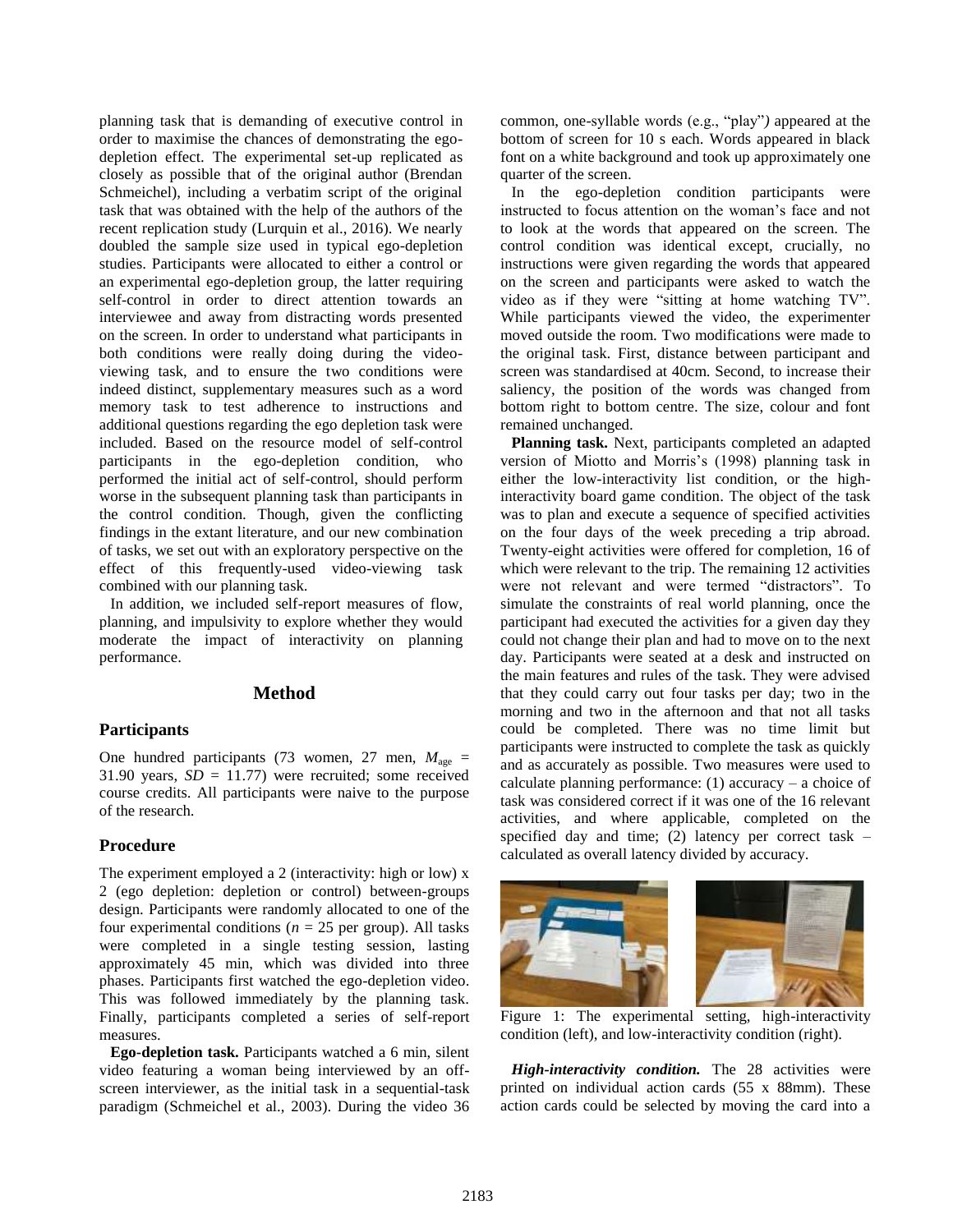planning task that is demanding of executive control in order to maximise the chances of demonstrating the ego-depletion effect. The experimental set-up replicated as closely as possible that of the original author (Brendan Schmeichel), including a verbatim script of the original task that was obtained with the help of the authors of the recent replication study (Lurquin et al., 2016). We nearly doubled the sample size used in typical ego-depletion studies. Participants were allocated to either a control or an experimental ego-depletion group, the latter requiring self-control in order to direct attention towards an interviewee and away from distracting words presented on the screen. In order to understand what participants in both conditions were really doing during the video-viewing task, and to ensure the two conditions were indeed distinct, supplementary measures such as a word memory task to test adherence to instructions and additional questions regarding the ego depletion task were included. Based on the resource model of self-control participants in the ego-depletion condition, who performed the initial act of self-control, should perform worse in the subsequent planning task than participants in the control condition. Though, given the conflicting findings in the extant literature, and our new combination of tasks, we set out with an exploratory perspective on the effect of this frequently-used video-viewing task combined with our planning task.

In addition, we included self-report measures of flow, planning, and impulsivity to explore whether they would moderate the impact of interactivity on planning performance.

## Method

### Participants

One hundred participants (73 women, 27 men, $M_{\text{age}}$ = 31.90 years, $SD$ = 11.77) were recruited; some received course credits. All participants were naive to the purpose of the research.

### Procedure

The experiment employed a 2 (interactivity: high or low) x 2 (ego depletion: depletion or control) between-groups design. Participants were randomly allocated to one of the four experimental conditions ($n$ = 25 per group). All tasks were completed in a single testing session, lasting approximately 45 min, which was divided into three phases. Participants first watched the ego-depletion video. This was followed immediately by the planning task. Finally, participants completed a series of self-report measures.

**Ego-depletion task.** Participants watched a 6 min, silent video featuring a woman being interviewed by an off-screen interviewer, as the initial task in a sequential-task paradigm (Schmeichel et al., 2003). During the video 36 common, one-syllable words (e.g., "play") appeared at the bottom of screen for 10 s each. Words appeared in black font on a white background and took up approximately one quarter of the screen.

In the ego-depletion condition participants were instructed to focus attention on the woman's face and not to look at the words that appeared on the screen. The control condition was identical except, crucially, no instructions were given regarding the words that appeared on the screen and participants were asked to watch the video as if they were "sitting at home watching TV". While participants viewed the video, the experimenter moved outside the room. Two modifications were made to the original task. First, distance between participant and screen was standardised at 40cm. Second, to increase their saliency, the position of the words was changed from bottom right to bottom centre. The size, colour and font remained unchanged.

**Planning task.** Next, participants completed an adapted version of Miotto and Morris's (1998) planning task in either the low-interactivity list condition, or the high-interactivity board game condition. The object of the task was to plan and execute a sequence of specified activities on the four days of the week preceding a trip abroad. Twenty-eight activities were offered for completion, 16 of which were relevant to the trip. The remaining 12 activities were not relevant and were termed "distractors". To simulate the constraints of real world planning, once the participant had executed the activities for a given day they could not change their plan and had to move on to the next day. Participants were seated at a desk and instructed on the main features and rules of the task. They were advised that they could carry out four tasks per day; two in the morning and two in the afternoon and that not all tasks could be completed. There was no time limit but participants were instructed to complete the task as quickly and as accurately as possible. Two measures were used to calculate planning performance: (1) accuracy – a choice of task was considered correct if it was one of the 16 relevant activities, and where applicable, completed on the specified day and time; (2) latency per correct task – calculated as overall latency divided by accuracy.

Figure 1: The experimental setting, high-interactivity condition (left), and low-interactivity condition (right).

***High-interactivity condition.*** The 28 activities were printed on individual action cards (55 x 88mm). These action cards could be selected by moving the card into a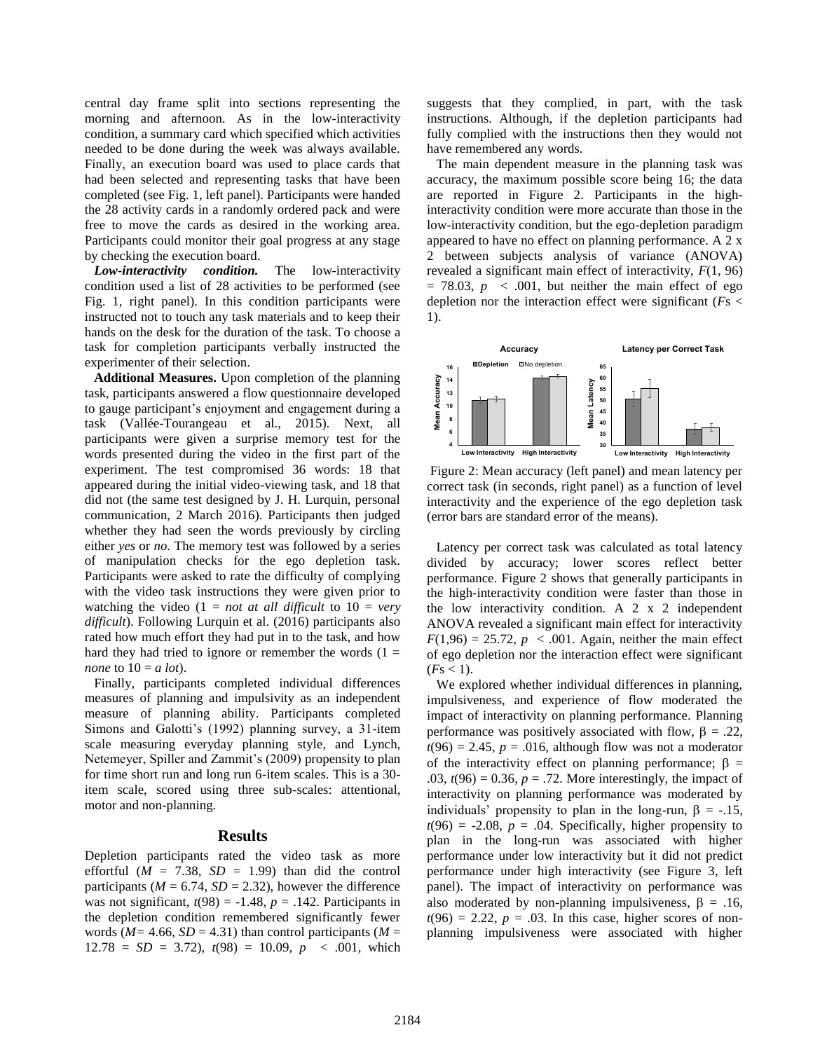central day frame split into sections representing the morning and afternoon. As in the low-interactivity condition, a summary card which specified which activities needed to be done during the week was always available. Finally, an execution board was used to place cards that had been selected and representing tasks that have been completed (see Fig. 1, left panel). Participants were handed the 28 activity cards in a randomly ordered pack and were free to move the cards as desired in the working area. Participants could monitor their goal progress at any stage by checking the execution board.

***Low-interactivity condition.*** The low-interactivity condition used a list of 28 activities to be performed (see Fig. 1, right panel). In this condition participants were instructed not to touch any task materials and to keep their hands on the desk for the duration of the task. To choose a task for completion participants verbally instructed the experimenter of their selection.

**Additional Measures.** Upon completion of the planning task, participants answered a flow questionnaire developed to gauge participant's enjoyment and engagement during a task (Vallée-Tourangeau et al., 2015). Next, all participants were given a surprise memory test for the words presented during the video in the first part of the experiment. The test compromised 36 words: 18 that appeared during the initial video-viewing task, and 18 that did not (the same test designed by J. H. Lurquin, personal communication, 2 March 2016). Participants then judged whether they had seen the words previously by circling either *yes* or *no.* The memory test was followed by a series of manipulation checks for the ego depletion task. Participants were asked to rate the difficulty of complying with the video task instructions they were given prior to watching the video (1 = *not at all difficult* to 10 = *very difficult*). Following Lurquin et al. (2016) participants also rated how much effort they had put in to the task, and how hard they had tried to ignore or remember the words (1 = *none* to 10 = *a lot*).

Finally, participants completed individual differences measures of planning and impulsivity as an independent measure of planning ability. Participants completed Simons and Galotti's (1992) planning survey, a 31-item scale measuring everyday planning style, and Lynch, Netemeyer, Spiller and Zammit's (2009) propensity to plan for time short run and long run 6-item scales. This is a 30-item scale, scored using three sub-scales: attentional, motor and non-planning.

## Results

Depletion participants rated the video task as more effortful ($M$ = 7.38, $SD$ = 1.99) than did the control participants ($M$ = 6.74, $SD$ = 2.32), however the difference was not significant, $t(98) = -1.48$, $p = .142$. Participants in the depletion condition remembered significantly fewer words ($M$= 4.66, $SD$ = 4.31) than control participants ($M$ = 12.78 = $SD$ = 3.72), $t(98) = 10.09$, $p < .001$, which suggests that they complied, in part, with the task instructions. Although, if the depletion participants had fully complied with the instructions then they would not have remembered any words.

The main dependent measure in the planning task was accuracy, the maximum possible score being 16; the data are reported in Figure 2. Participants in the high-interactivity condition were more accurate than those in the low-interactivity condition, but the ego-depletion paradigm appeared to have no effect on planning performance. A 2 x 2 between subjects analysis of variance (ANOVA) revealed a significant main effect of interactivity, $F(1, 96) = 78.03$, $p < .001$, but neither the main effect of ego depletion nor the interaction effect were significant ($F$s < 1).

Figure 2: Mean accuracy (left panel) and mean latency per correct task (in seconds, right panel) as a function of level interactivity and the experience of the ego depletion task (error bars are standard error of the means).

Latency per correct task was calculated as total latency divided by accuracy; lower scores reflect better performance. Figure 2 shows that generally participants in the high-interactivity condition were faster than those in the low interactivity condition. A 2 x 2 independent ANOVA revealed a significant main effect for interactivity $F(1,96) = 25.72$, $p < .001$. Again, neither the main effect of ego depletion nor the interaction effect were significant ($F$s < 1).

We explored whether individual differences in planning, impulsiveness, and experience of flow moderated the impact of interactivity on planning performance. Planning performance was positively associated with flow, $\beta = .22$, $t(96) = 2.45$, $p = .016$, although flow was not a moderator of the interactivity effect on planning performance; $\beta = .03$, $t(96) = 0.36$, $p = .72$. More interestingly, the impact of interactivity on planning performance was moderated by individuals' propensity to plan in the long-run, $\beta = -.15$, $t(96) = -2.08$, $p = .04$. Specifically, higher propensity to plan in the long-run was associated with higher performance under low interactivity but it did not predict performance under high interactivity (see Figure 3, left panel). The impact of interactivity on performance was also moderated by non-planning impulsiveness, $\beta = .16$, $t(96) = 2.22$, $p = .03$. In this case, higher scores of non-planning impulsiveness were associated with higher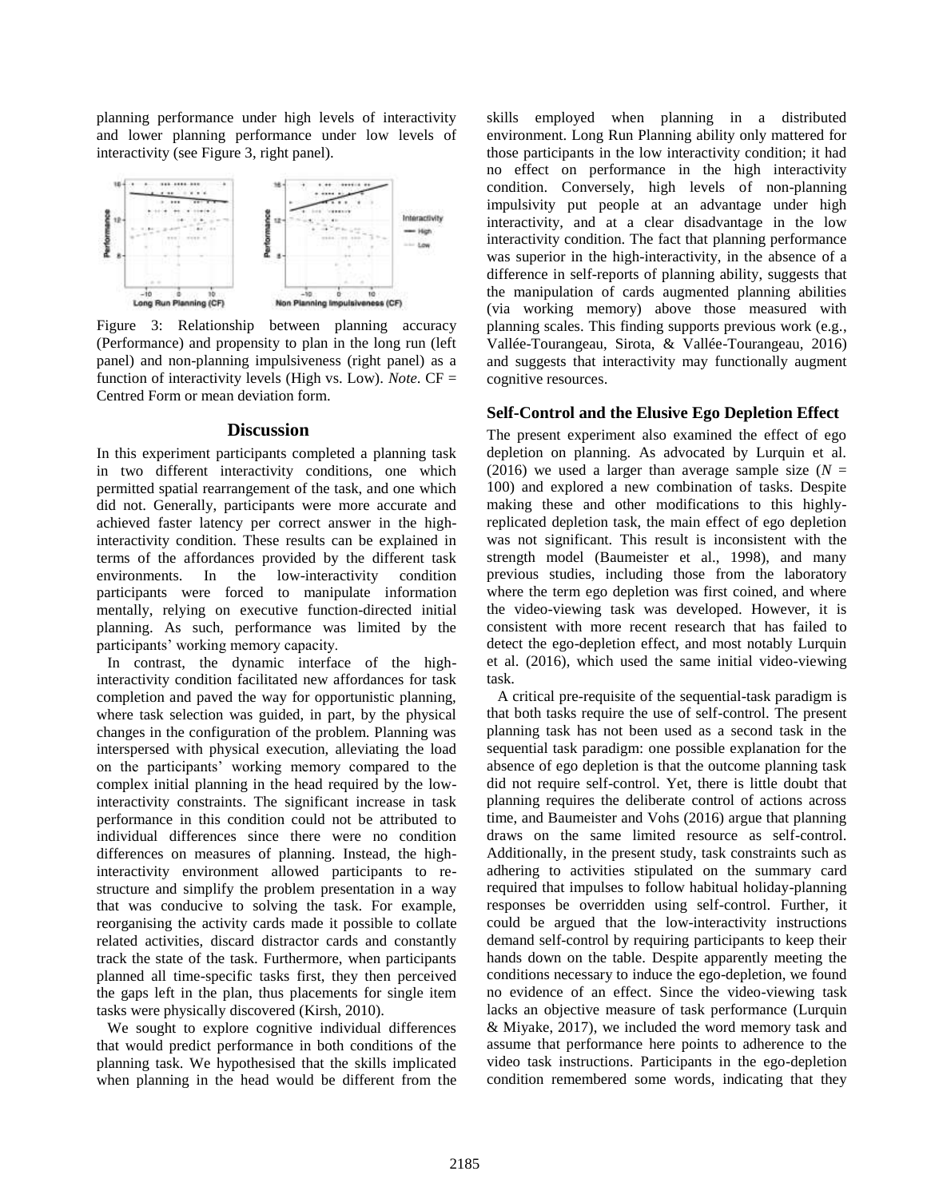planning performance under high levels of interactivity and lower planning performance under low levels of interactivity (see Figure 3, right panel).

Figure 3: Relationship between planning accuracy (Performance) and propensity to plan in the long run (left panel) and non-planning impulsiveness (right panel) as a function of interactivity levels (High vs. Low). *Note*. CF = Centred Form or mean deviation form.

## Discussion

In this experiment participants completed a planning task in two different interactivity conditions, one which permitted spatial rearrangement of the task, and one which did not. Generally, participants were more accurate and achieved faster latency per correct answer in the high-interactivity condition. These results can be explained in terms of the affordances provided by the different task environments. In the low-interactivity condition participants were forced to manipulate information mentally, relying on executive function-directed initial planning. As such, performance was limited by the participants' working memory capacity.

In contrast, the dynamic interface of the high-interactivity condition facilitated new affordances for task completion and paved the way for opportunistic planning, where task selection was guided, in part, by the physical changes in the configuration of the problem. Planning was interspersed with physical execution, alleviating the load on the participants' working memory compared to the complex initial planning in the head required by the low-interactivity constraints. The significant increase in task performance in this condition could not be attributed to individual differences since there were no condition differences on measures of planning. Instead, the high-interactivity environment allowed participants to re-structure and simplify the problem presentation in a way that was conducive to solving the task. For example, reorganising the activity cards made it possible to collate related activities, discard distractor cards and constantly track the state of the task. Furthermore, when participants planned all time-specific tasks first, they then perceived the gaps left in the plan, thus placements for single item tasks were physically discovered (Kirsh, 2010).

We sought to explore cognitive individual differences that would predict performance in both conditions of the planning task. We hypothesised that the skills implicated when planning in the head would be different from the skills employed when planning in a distributed environment. Long Run Planning ability only mattered for those participants in the low interactivity condition; it had no effect on performance in the high interactivity condition. Conversely, high levels of non-planning impulsivity put people at an advantage under high interactivity, and at a clear disadvantage in the low interactivity condition. The fact that planning performance was superior in the high-interactivity, in the absence of a difference in self-reports of planning ability, suggests that the manipulation of cards augmented planning abilities (via working memory) above those measured with planning scales. This finding supports previous work (e.g., Vallée-Tourangeau, Sirota, & Vallée-Tourangeau, 2016) and suggests that interactivity may functionally augment cognitive resources.

### Self-Control and the Elusive Ego Depletion Effect

The present experiment also examined the effect of ego depletion on planning. As advocated by Lurquin et al. (2016) we used a larger than average sample size ($N$ = 100) and explored a new combination of tasks. Despite making these and other modifications to this highly-replicated depletion task, the main effect of ego depletion was not significant. This result is inconsistent with the strength model (Baumeister et al., 1998), and many previous studies, including those from the laboratory where the term ego depletion was first coined, and where the video-viewing task was developed. However, it is consistent with more recent research that has failed to detect the ego-depletion effect, and most notably Lurquin et al. (2016), which used the same initial video-viewing task.

A critical pre-requisite of the sequential-task paradigm is that both tasks require the use of self-control. The present planning task has not been used as a second task in the sequential task paradigm: one possible explanation for the absence of ego depletion is that the outcome planning task did not require self-control. Yet, there is little doubt that planning requires the deliberate control of actions across time, and Baumeister and Vohs (2016) argue that planning draws on the same limited resource as self-control. Additionally, in the present study, task constraints such as adhering to activities stipulated on the summary card required that impulses to follow habitual holiday-planning responses be overridden using self-control. Further, it could be argued that the low-interactivity instructions demand self-control by requiring participants to keep their hands down on the table. Despite apparently meeting the conditions necessary to induce the ego-depletion, we found no evidence of an effect. Since the video-viewing task lacks an objective measure of task performance (Lurquin & Miyake, 2017), we included the word memory task and assume that performance here points to adherence to the video task instructions. Participants in the ego-depletion condition remembered some words, indicating that they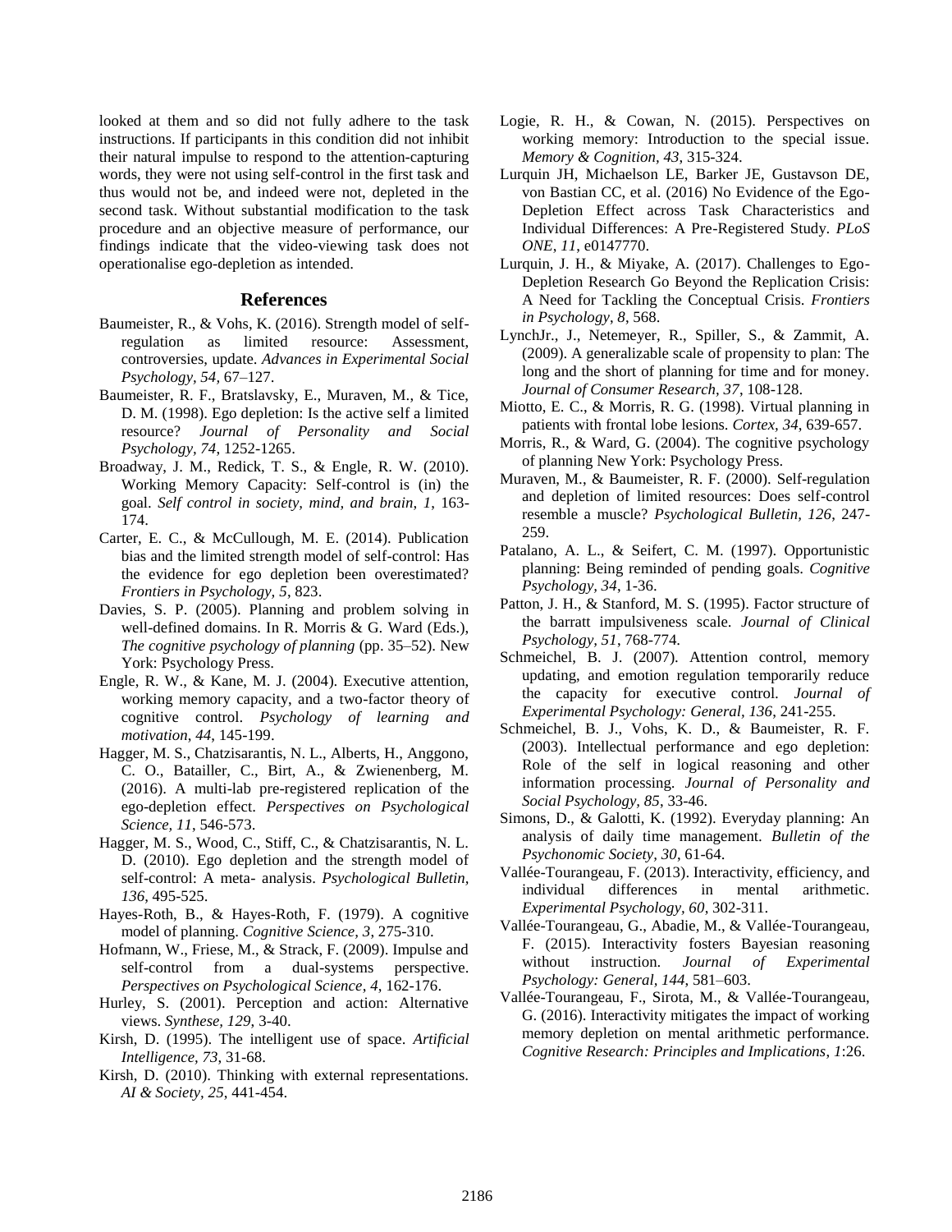looked at them and so did not fully adhere to the task instructions. If participants in this condition did not inhibit their natural impulse to respond to the attention-capturing words, they were not using self-control in the first task and thus would not be, and indeed were not, depleted in the second task. Without substantial modification to the task procedure and an objective measure of performance, our findings indicate that the video-viewing task does not operationalise ego-depletion as intended.

## References

Baumeister, R., & Vohs, K. (2016). Strength model of self-regulation as limited resource: Assessment, controversies, update. *Advances in Experimental Social Psychology, 54*, 67–127.

Baumeister, R. F., Bratslavsky, E., Muraven, M., & Tice, D. M. (1998). Ego depletion: Is the active self a limited resource? *Journal of Personality and Social Psychology, 74*, 1252-1265.

Broadway, J. M., Redick, T. S., & Engle, R. W. (2010). Working Memory Capacity: Self-control is (in) the goal. *Self control in society, mind, and brain, 1*, 163-174.

Carter, E. C., & McCullough, M. E. (2014). Publication bias and the limited strength model of self-control: Has the evidence for ego depletion been overestimated? *Frontiers in Psychology, 5*, 823.

Davies, S. P. (2005). Planning and problem solving in well-defined domains. In R. Morris & G. Ward (Eds.), *The cognitive psychology of planning* (pp. 35–52). New York: Psychology Press.

Engle, R. W., & Kane, M. J. (2004). Executive attention, working memory capacity, and a two-factor theory of cognitive control. *Psychology of learning and motivation, 44*, 145-199.

Hagger, M. S., Chatzisarantis, N. L., Alberts, H., Anggono, C. O., Batailler, C., Birt, A., & Zwienenberg, M. (2016). A multi-lab pre-registered replication of the ego-depletion effect. *Perspectives on Psychological Science, 11*, 546-573.

Hagger, M. S., Wood, C., Stiff, C., & Chatzisarantis, N. L. D. (2010). Ego depletion and the strength model of self-control: A meta- analysis. *Psychological Bulletin, 136*, 495-525.

Hayes-Roth, B., & Hayes-Roth, F. (1979). A cognitive model of planning. *Cognitive Science, 3*, 275-310.

Hofmann, W., Friese, M., & Strack, F. (2009). Impulse and self-control from a dual-systems perspective. *Perspectives on Psychological Science, 4*, 162-176.

Hurley, S. (2001). Perception and action: Alternative views. *Synthese, 129*, 3-40.

Kirsh, D. (1995). The intelligent use of space. *Artificial Intelligence, 73*, 31-68.

Kirsh, D. (2010). Thinking with external representations. *AI & Society, 25*, 441-454.

Logie, R. H., & Cowan, N. (2015). Perspectives on working memory: Introduction to the special issue. *Memory & Cognition, 43*, 315-324.

Lurquin JH, Michaelson LE, Barker JE, Gustavson DE, von Bastian CC, et al. (2016) No Evidence of the Ego-Depletion Effect across Task Characteristics and Individual Differences: A Pre-Registered Study. *PLoS ONE, 11*, e0147770.

Lurquin, J. H., & Miyake, A. (2017). Challenges to Ego-Depletion Research Go Beyond the Replication Crisis: A Need for Tackling the Conceptual Crisis. *Frontiers in Psychology, 8*, 568.

LynchJr., J., Netemeyer, R., Spiller, S., & Zammit, A. (2009). A generalizable scale of propensity to plan: The long and the short of planning for time and for money. *Journal of Consumer Research, 37*, 108-128.

Miotto, E. C., & Morris, R. G. (1998). Virtual planning in patients with frontal lobe lesions. *Cortex, 34*, 639-657.

Morris, R., & Ward, G. (2004). The cognitive psychology of planning New York: Psychology Press.

Muraven, M., & Baumeister, R. F. (2000). Self-regulation and depletion of limited resources: Does self-control resemble a muscle? *Psychological Bulletin, 126*, 247-259.

Patalano, A. L., & Seifert, C. M. (1997). Opportunistic planning: Being reminded of pending goals. *Cognitive Psychology, 34*, 1-36.

Patton, J. H., & Stanford, M. S. (1995). Factor structure of the barratt impulsiveness scale. *Journal of Clinical Psychology, 51*, 768-774.

Schmeichel, B. J. (2007). Attention control, memory updating, and emotion regulation temporarily reduce the capacity for executive control. *Journal of Experimental Psychology: General, 136*, 241-255.

Schmeichel, B. J., Vohs, K. D., & Baumeister, R. F. (2003). Intellectual performance and ego depletion: Role of the self in logical reasoning and other information processing. *Journal of Personality and Social Psychology, 85*, 33-46.

Simons, D., & Galotti, K. (1992). Everyday planning: An analysis of daily time management. *Bulletin of the Psychonomic Society, 30*, 61-64.

Vallée-Tourangeau, F. (2013). Interactivity, efficiency, and individual differences in mental arithmetic. *Experimental Psychology, 60*, 302-311.

Vallée-Tourangeau, G., Abadie, M., & Vallée-Tourangeau, F. (2015). Interactivity fosters Bayesian reasoning without instruction. *Journal of Experimental Psychology: General, 144*, 581–603.

Vallée-Tourangeau, F., Sirota, M., & Vallée-Tourangeau, G. (2016). Interactivity mitigates the impact of working memory depletion on mental arithmetic performance. *Cognitive Research: Principles and Implications, 1*:26.